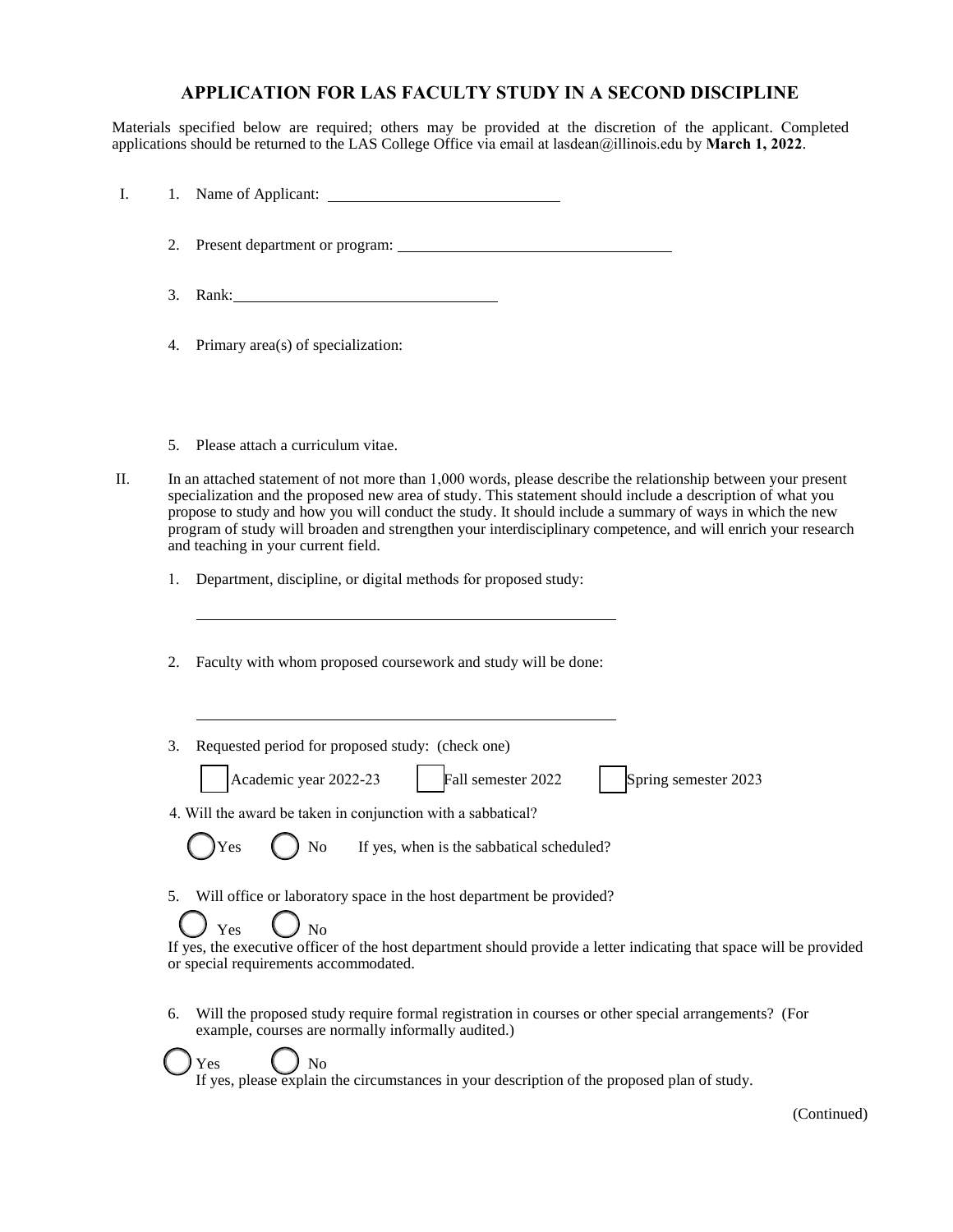# APPLICATION FOR LAS FACULTY STUDY IN A SECOND DISCIPLINE

Materials specified below are required; others may be provided at the discretion of the applicant. Completed applications should be returned to the LAS College Office via email at lasdean@illinois.edu by **March 1, 2022**.

I.

1. Name of Applicant: ____________________________

2. Present department or program: ____________________________

3. Rank: ____________________________

4. Primary area(s) of specialization:

5. Please attach a curriculum vitae.

II. In an attached statement of not more than 1,000 words, please describe the relationship between your present specialization and the proposed new area of study. This statement should include a description of what you propose to study and how you will conduct the study. It should include a summary of ways in which the new program of study will broaden and strengthen your interdisciplinary competence, and will enrich your research and teaching in your current field.

1. Department, discipline, or digital methods for proposed study:

   ____________________________

2. Faculty with whom proposed coursework and study will be done:

   ____________________________

3. Requested period for proposed study: (check one)

   ☐ Academic year 2022-23 ☐ Fall semester 2022 ☐ Spring semester 2023

4. Will the award be taken in conjunction with a sabbatical?

   ◯ Yes ◯ No If yes, when is the sabbatical scheduled?

5. Will office or laboratory space in the host department be provided?

   ◯ Yes ◯ No

   If yes, the executive officer of the host department should provide a letter indicating that space will be provided or special requirements accommodated.

6. Will the proposed study require formal registration in courses or other special arrangements? (For example, courses are normally informally audited.)

   ◯ Yes ◯ No

   If yes, please explain the circumstances in your description of the proposed plan of study.

(Continued)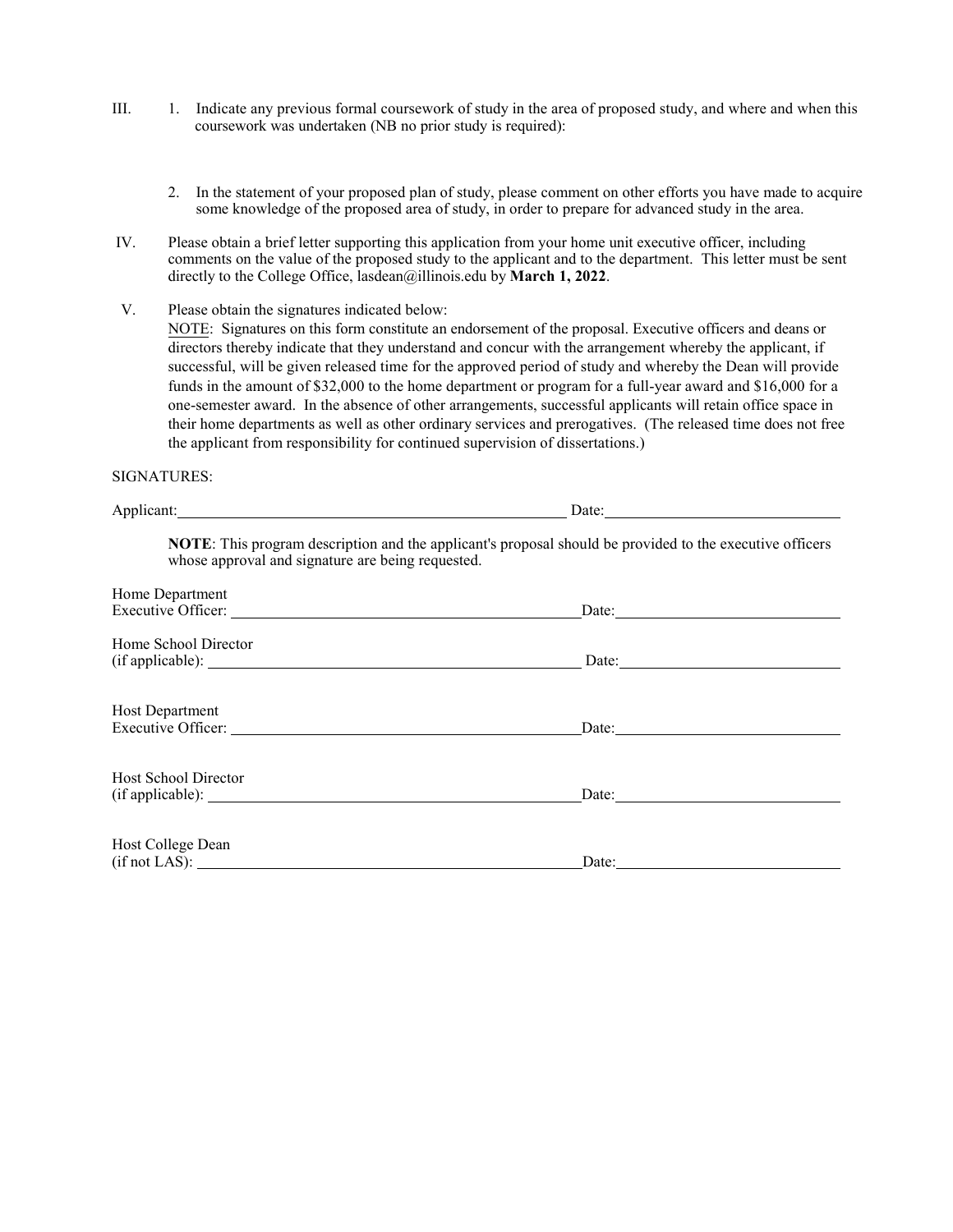III. 1. Indicate any previous formal coursework of study in the area of proposed study, and where and when this coursework was undertaken (NB no prior study is required):

2. In the statement of your proposed plan of study, please comment on other efforts you have made to acquire some knowledge of the proposed area of study, in order to prepare for advanced study in the area.

IV. Please obtain a brief letter supporting this application from your home unit executive officer, including comments on the value of the proposed study to the applicant and to the department. This letter must be sent directly to the College Office, lasdean@illinois.edu by **March 1, 2022**.

V. Please obtain the signatures indicated below:
NOTE: Signatures on this form constitute an endorsement of the proposal. Executive officers and deans or directors thereby indicate that they understand and concur with the arrangement whereby the applicant, if successful, will be given released time for the approved period of study and whereby the Dean will provide funds in the amount of $32,000 to the home department or program for a full-year award and $16,000 for a one-semester award. In the absence of other arrangements, successful applicants will retain office space in their home departments as well as other ordinary services and prerogatives. (The released time does not free the applicant from responsibility for continued supervision of dissertations.)

SIGNATURES:

Applicant:\_\_\_\_\_\_\_\_\_\_\_\_\_\_\_\_\_\_\_\_\_\_\_\_\_\_\_\_\_\_\_\_\_\_\_\_\_\_\_\_ Date:\_\_\_\_\_\_\_\_\_\_\_\_\_\_\_\_\_\_\_\_\_\_\_\_

**NOTE**: This program description and the applicant's proposal should be provided to the executive officers whose approval and signature are being requested.

Home Department
Executive Officer: \_\_\_\_\_\_\_\_\_\_\_\_\_\_\_\_\_\_\_\_\_\_\_\_\_\_\_\_\_\_\_\_\_\_\_\_\_\_\_\_ Date:\_\_\_\_\_\_\_\_\_\_\_\_\_\_\_\_\_\_\_\_\_\_\_\_

Home School Director
(if applicable): \_\_\_\_\_\_\_\_\_\_\_\_\_\_\_\_\_\_\_\_\_\_\_\_\_\_\_\_\_\_\_\_\_\_\_\_\_\_\_\_ Date:\_\_\_\_\_\_\_\_\_\_\_\_\_\_\_\_\_\_\_\_\_\_\_\_

Host Department
Executive Officer: \_\_\_\_\_\_\_\_\_\_\_\_\_\_\_\_\_\_\_\_\_\_\_\_\_\_\_\_\_\_\_\_\_\_\_\_\_\_\_\_ Date:\_\_\_\_\_\_\_\_\_\_\_\_\_\_\_\_\_\_\_\_\_\_\_\_

Host School Director
(if applicable): \_\_\_\_\_\_\_\_\_\_\_\_\_\_\_\_\_\_\_\_\_\_\_\_\_\_\_\_\_\_\_\_\_\_\_\_\_\_\_\_ Date:\_\_\_\_\_\_\_\_\_\_\_\_\_\_\_\_\_\_\_\_\_\_\_\_

Host College Dean
(if not LAS): \_\_\_\_\_\_\_\_\_\_\_\_\_\_\_\_\_\_\_\_\_\_\_\_\_\_\_\_\_\_\_\_\_\_\_\_\_\_\_\_ Date:\_\_\_\_\_\_\_\_\_\_\_\_\_\_\_\_\_\_\_\_\_\_\_\_